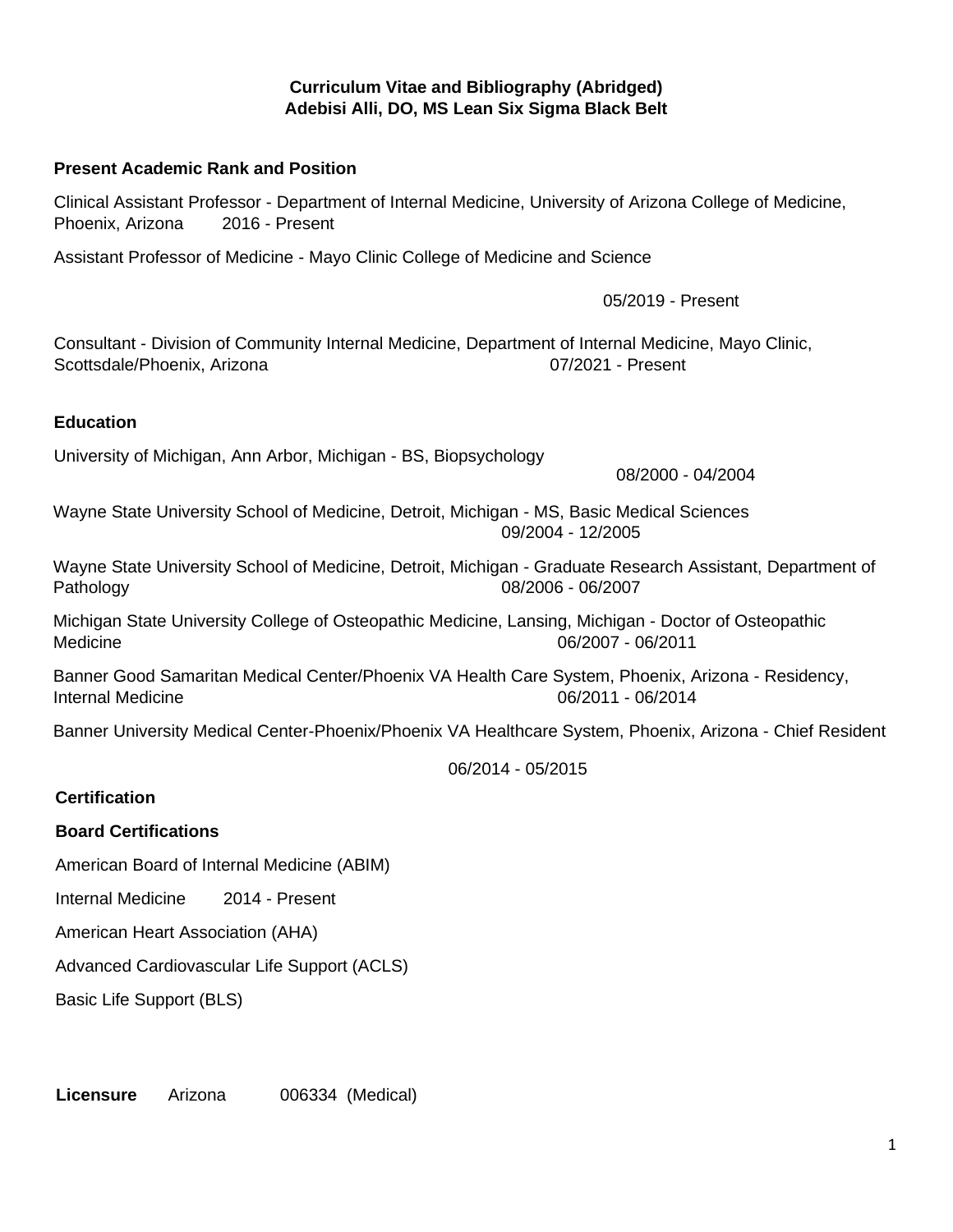# Curriculum Vitae and Bibliography (Abridged)
# Adebisi Alli, DO, MS Lean Six Sigma Black Belt

## Present Academic Rank and Position

Clinical Assistant Professor - Department of Internal Medicine, University of Arizona College of Medicine, Phoenix, Arizona 2016 - Present

Assistant Professor of Medicine - Mayo Clinic College of Medicine and Science 05/2019 - Present

Consultant - Division of Community Internal Medicine, Department of Internal Medicine, Mayo Clinic, Scottsdale/Phoenix, Arizona 07/2021 - Present

## Education

University of Michigan, Ann Arbor, Michigan - BS, Biopsychology 08/2000 - 04/2004

Wayne State University School of Medicine, Detroit, Michigan - MS, Basic Medical Sciences 09/2004 - 12/2005

Wayne State University School of Medicine, Detroit, Michigan - Graduate Research Assistant, Department of Pathology 08/2006 - 06/2007

Michigan State University College of Osteopathic Medicine, Lansing, Michigan - Doctor of Osteopathic Medicine 06/2007 - 06/2011

Banner Good Samaritan Medical Center/Phoenix VA Health Care System, Phoenix, Arizona - Residency, Internal Medicine 06/2011 - 06/2014

Banner University Medical Center-Phoenix/Phoenix VA Healthcare System, Phoenix, Arizona - Chief Resident 06/2014 - 05/2015

## Certification

### Board Certifications

American Board of Internal Medicine (ABIM)

Internal Medicine 2014 - Present

American Heart Association (AHA)

Advanced Cardiovascular Life Support (ACLS)

Basic Life Support (BLS)

**Licensure** Arizona 006334 (Medical)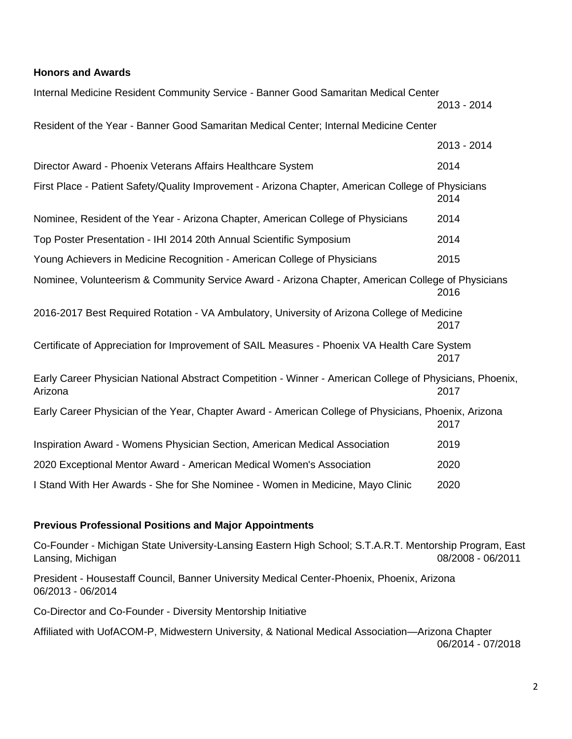### Honors and Awards

Internal Medicine Resident Community Service - Banner Good Samaritan Medical Center 2013 - 2014

Resident of the Year - Banner Good Samaritan Medical Center; Internal Medicine Center 2013 - 2014

Director Award - Phoenix Veterans Affairs Healthcare System 2014

First Place - Patient Safety/Quality Improvement - Arizona Chapter, American College of Physicians 2014

Nominee, Resident of the Year - Arizona Chapter, American College of Physicians 2014

Top Poster Presentation - IHI 2014 20th Annual Scientific Symposium 2014

Young Achievers in Medicine Recognition - American College of Physicians 2015

Nominee, Volunteerism & Community Service Award - Arizona Chapter, American College of Physicians 2016

2016-2017 Best Required Rotation - VA Ambulatory, University of Arizona College of Medicine 2017

Certificate of Appreciation for Improvement of SAIL Measures - Phoenix VA Health Care System 2017

Early Career Physician National Abstract Competition - Winner - American College of Physicians, Phoenix, Arizona 2017

Early Career Physician of the Year, Chapter Award - American College of Physicians, Phoenix, Arizona 2017

Inspiration Award - Womens Physician Section, American Medical Association 2019

2020 Exceptional Mentor Award - American Medical Women's Association 2020

I Stand With Her Awards - She for She Nominee - Women in Medicine, Mayo Clinic 2020

### Previous Professional Positions and Major Appointments

Co-Founder - Michigan State University-Lansing Eastern High School; S.T.A.R.T. Mentorship Program, East Lansing, Michigan 08/2008 - 06/2011

President - Housestaff Council, Banner University Medical Center-Phoenix, Phoenix, Arizona 06/2013 - 06/2014

Co-Director and Co-Founder - Diversity Mentorship Initiative

Affiliated with UofACOM-P, Midwestern University, & National Medical Association—Arizona Chapter 06/2014 - 07/2018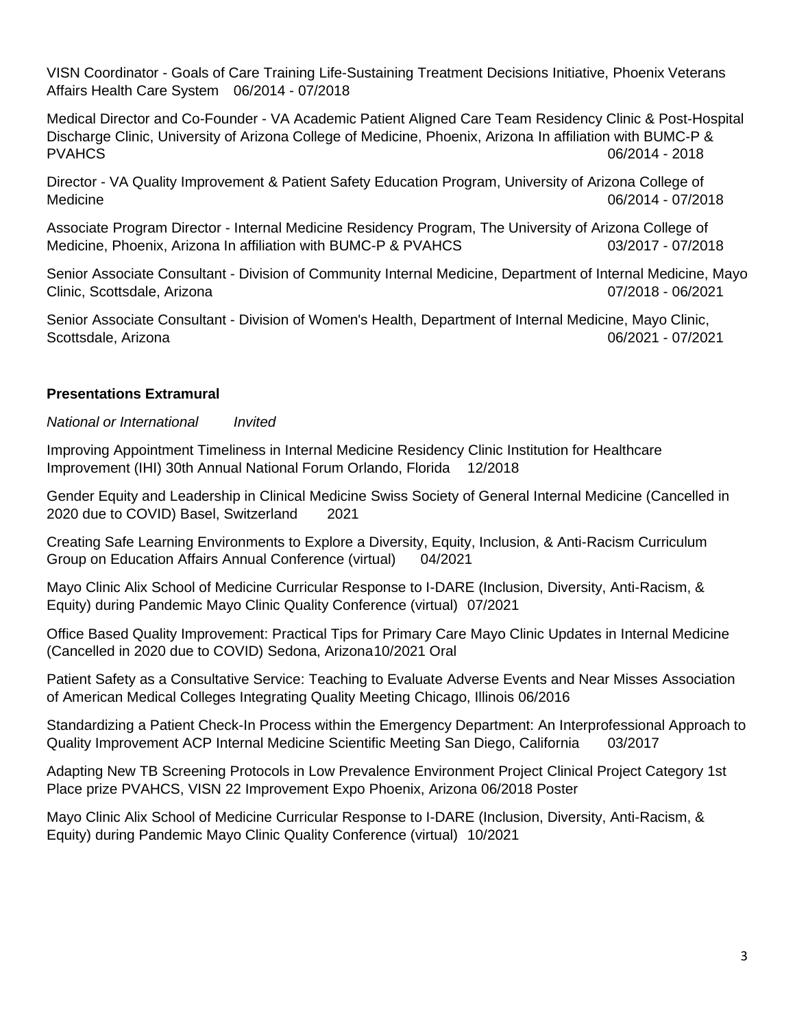VISN Coordinator - Goals of Care Training Life-Sustaining Treatment Decisions Initiative, Phoenix Veterans Affairs Health Care System 06/2014 - 07/2018

Medical Director and Co-Founder - VA Academic Patient Aligned Care Team Residency Clinic & Post-Hospital Discharge Clinic, University of Arizona College of Medicine, Phoenix, Arizona In affiliation with BUMC-P & PVAHCS 06/2014 - 2018

Director - VA Quality Improvement & Patient Safety Education Program, University of Arizona College of Medicine 06/2014 - 07/2018

Associate Program Director - Internal Medicine Residency Program, The University of Arizona College of Medicine, Phoenix, Arizona In affiliation with BUMC-P & PVAHCS 03/2017 - 07/2018

Senior Associate Consultant - Division of Community Internal Medicine, Department of Internal Medicine, Mayo Clinic, Scottsdale, Arizona 07/2018 - 06/2021

Senior Associate Consultant - Division of Women's Health, Department of Internal Medicine, Mayo Clinic, Scottsdale, Arizona 06/2021 - 07/2021

**Presentations Extramural**

*National or International* *Invited*

Improving Appointment Timeliness in Internal Medicine Residency Clinic Institution for Healthcare Improvement (IHI) 30th Annual National Forum Orlando, Florida 12/2018

Gender Equity and Leadership in Clinical Medicine Swiss Society of General Internal Medicine (Cancelled in 2020 due to COVID) Basel, Switzerland 2021

Creating Safe Learning Environments to Explore a Diversity, Equity, Inclusion, & Anti-Racism Curriculum Group on Education Affairs Annual Conference (virtual) 04/2021

Mayo Clinic Alix School of Medicine Curricular Response to I-DARE (Inclusion, Diversity, Anti-Racism, & Equity) during Pandemic Mayo Clinic Quality Conference (virtual) 07/2021

Office Based Quality Improvement: Practical Tips for Primary Care Mayo Clinic Updates in Internal Medicine (Cancelled in 2020 due to COVID) Sedona, Arizona 10/2021 Oral

Patient Safety as a Consultative Service: Teaching to Evaluate Adverse Events and Near Misses Association of American Medical Colleges Integrating Quality Meeting Chicago, Illinois 06/2016

Standardizing a Patient Check-In Process within the Emergency Department: An Interprofessional Approach to Quality Improvement ACP Internal Medicine Scientific Meeting San Diego, California 03/2017

Adapting New TB Screening Protocols in Low Prevalence Environment Project Clinical Project Category 1st Place prize PVAHCS, VISN 22 Improvement Expo Phoenix, Arizona 06/2018 Poster

Mayo Clinic Alix School of Medicine Curricular Response to I-DARE (Inclusion, Diversity, Anti-Racism, & Equity) during Pandemic Mayo Clinic Quality Conference (virtual) 10/2021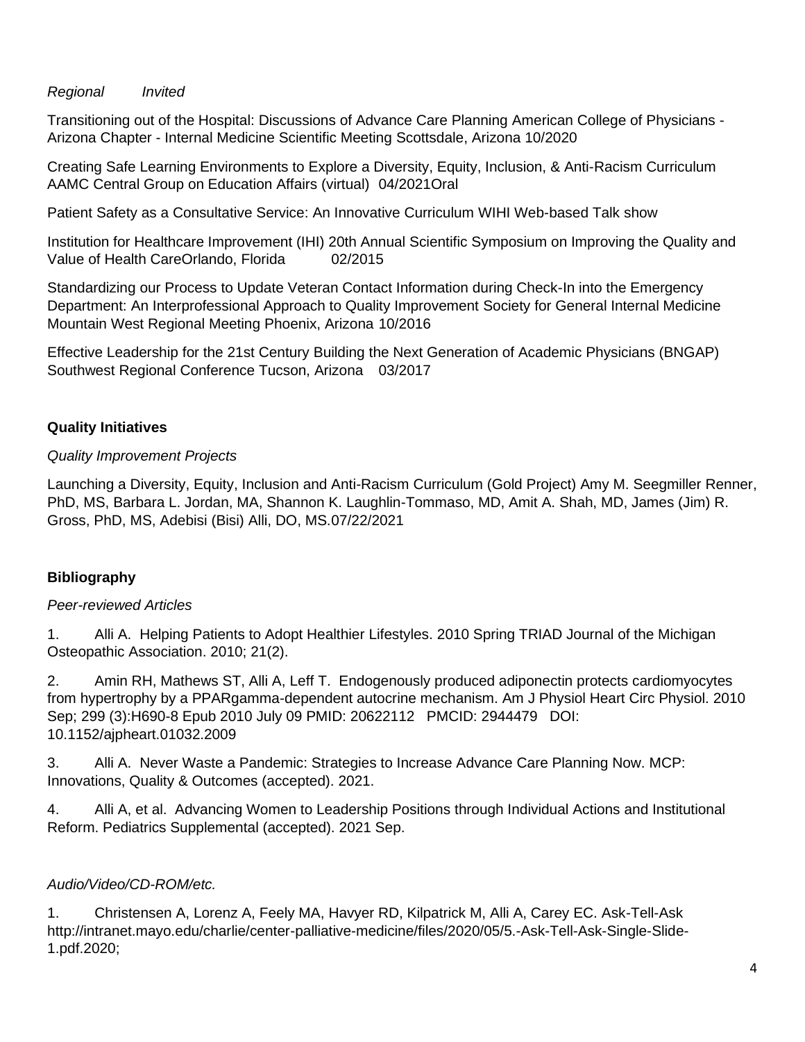*Regional Invited*

Transitioning out of the Hospital: Discussions of Advance Care Planning American College of Physicians - Arizona Chapter - Internal Medicine Scientific Meeting Scottsdale, Arizona 10/2020

Creating Safe Learning Environments to Explore a Diversity, Equity, Inclusion, & Anti-Racism Curriculum AAMC Central Group on Education Affairs (virtual) 04/2021Oral

Patient Safety as a Consultative Service: An Innovative Curriculum WIHI Web-based Talk show

Institution for Healthcare Improvement (IHI) 20th Annual Scientific Symposium on Improving the Quality and Value of Health CareOrlando, Florida 02/2015

Standardizing our Process to Update Veteran Contact Information during Check-In into the Emergency Department: An Interprofessional Approach to Quality Improvement Society for General Internal Medicine Mountain West Regional Meeting Phoenix, Arizona 10/2016

Effective Leadership for the 21st Century Building the Next Generation of Academic Physicians (BNGAP) Southwest Regional Conference Tucson, Arizona 03/2017

**Quality Initiatives**

*Quality Improvement Projects*

Launching a Diversity, Equity, Inclusion and Anti-Racism Curriculum (Gold Project) Amy M. Seegmiller Renner, PhD, MS, Barbara L. Jordan, MA, Shannon K. Laughlin-Tommaso, MD, Amit A. Shah, MD, James (Jim) R. Gross, PhD, MS, Adebisi (Bisi) Alli, DO, MS.07/22/2021

**Bibliography**

*Peer-reviewed Articles*

1. Alli A. Helping Patients to Adopt Healthier Lifestyles. 2010 Spring TRIAD Journal of the Michigan Osteopathic Association. 2010; 21(2).

2. Amin RH, Mathews ST, Alli A, Leff T. Endogenously produced adiponectin protects cardiomyocytes from hypertrophy by a PPARgamma-dependent autocrine mechanism. Am J Physiol Heart Circ Physiol. 2010 Sep; 299 (3):H690-8 Epub 2010 July 09 PMID: 20622112 PMCID: 2944479 DOI: 10.1152/ajpheart.01032.2009

3. Alli A. Never Waste a Pandemic: Strategies to Increase Advance Care Planning Now. MCP: Innovations, Quality & Outcomes (accepted). 2021.

4. Alli A, et al. Advancing Women to Leadership Positions through Individual Actions and Institutional Reform. Pediatrics Supplemental (accepted). 2021 Sep.

*Audio/Video/CD-ROM/etc.*

1. Christensen A, Lorenz A, Feely MA, Havyer RD, Kilpatrick M, Alli A, Carey EC. Ask-Tell-Ask http://intranet.mayo.edu/charlie/center-palliative-medicine/files/2020/05/5.-Ask-Tell-Ask-Single-Slide-1.pdf.2020;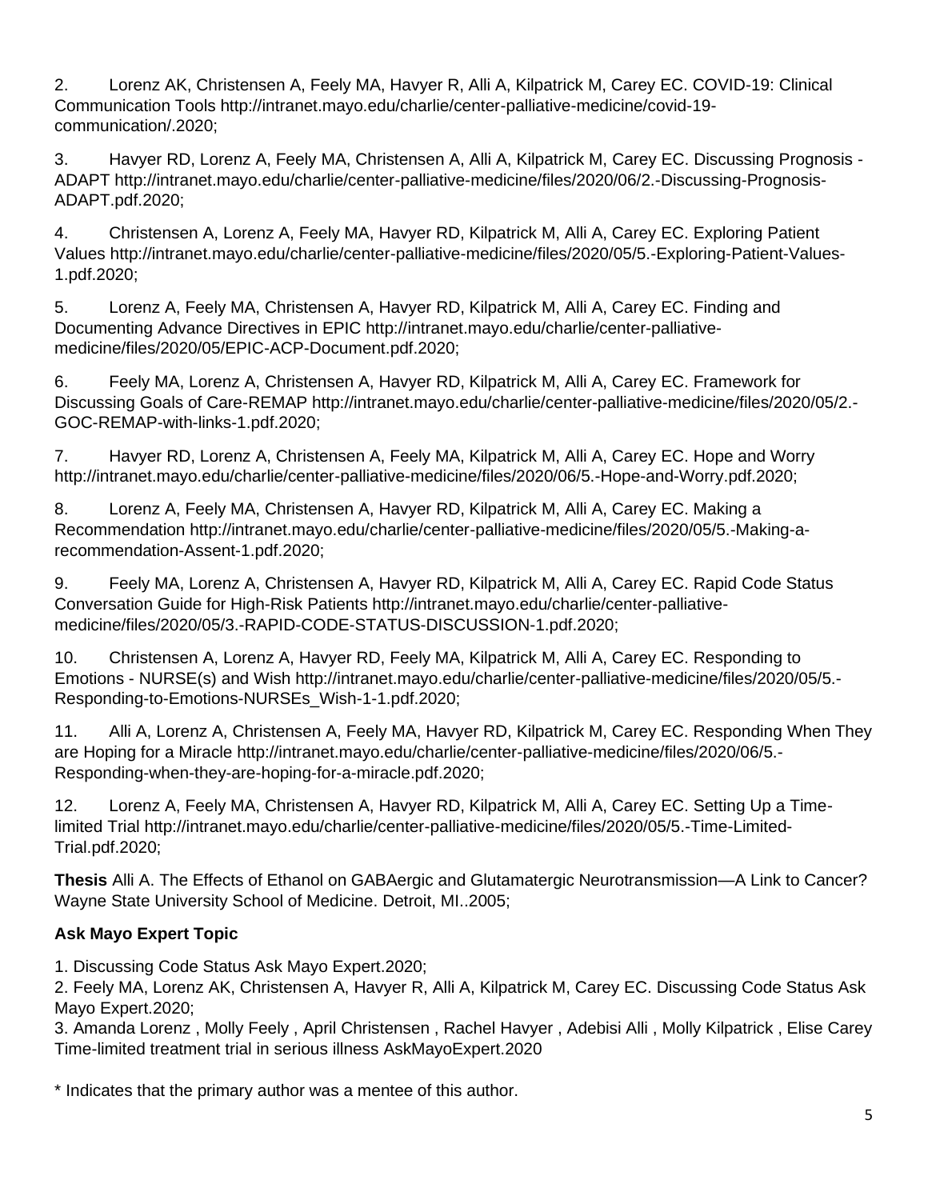2. Lorenz AK, Christensen A, Feely MA, Havyer R, Alli A, Kilpatrick M, Carey EC. COVID-19: Clinical Communication Tools http://intranet.mayo.edu/charlie/center-palliative-medicine/covid-19-communication/.2020;

3. Havyer RD, Lorenz A, Feely MA, Christensen A, Alli A, Kilpatrick M, Carey EC. Discussing Prognosis - ADAPT http://intranet.mayo.edu/charlie/center-palliative-medicine/files/2020/06/2.-Discussing-Prognosis-ADAPT.pdf.2020;

4. Christensen A, Lorenz A, Feely MA, Havyer RD, Kilpatrick M, Alli A, Carey EC. Exploring Patient Values http://intranet.mayo.edu/charlie/center-palliative-medicine/files/2020/05/5.-Exploring-Patient-Values-1.pdf.2020;

5. Lorenz A, Feely MA, Christensen A, Havyer RD, Kilpatrick M, Alli A, Carey EC. Finding and Documenting Advance Directives in EPIC http://intranet.mayo.edu/charlie/center-palliative-medicine/files/2020/05/EPIC-ACP-Document.pdf.2020;

6. Feely MA, Lorenz A, Christensen A, Havyer RD, Kilpatrick M, Alli A, Carey EC. Framework for Discussing Goals of Care-REMAP http://intranet.mayo.edu/charlie/center-palliative-medicine/files/2020/05/2.-GOC-REMAP-with-links-1.pdf.2020;

7. Havyer RD, Lorenz A, Christensen A, Feely MA, Kilpatrick M, Alli A, Carey EC. Hope and Worry http://intranet.mayo.edu/charlie/center-palliative-medicine/files/2020/06/5.-Hope-and-Worry.pdf.2020;

8. Lorenz A, Feely MA, Christensen A, Havyer RD, Kilpatrick M, Alli A, Carey EC. Making a Recommendation http://intranet.mayo.edu/charlie/center-palliative-medicine/files/2020/05/5.-Making-a-recommendation-Assent-1.pdf.2020;

9. Feely MA, Lorenz A, Christensen A, Havyer RD, Kilpatrick M, Alli A, Carey EC. Rapid Code Status Conversation Guide for High-Risk Patients http://intranet.mayo.edu/charlie/center-palliative-medicine/files/2020/05/3.-RAPID-CODE-STATUS-DISCUSSION-1.pdf.2020;

10. Christensen A, Lorenz A, Havyer RD, Feely MA, Kilpatrick M, Alli A, Carey EC. Responding to Emotions - NURSE(s) and Wish http://intranet.mayo.edu/charlie/center-palliative-medicine/files/2020/05/5.-Responding-to-Emotions-NURSEs_Wish-1-1.pdf.2020;

11. Alli A, Lorenz A, Christensen A, Feely MA, Havyer RD, Kilpatrick M, Carey EC. Responding When They are Hoping for a Miracle http://intranet.mayo.edu/charlie/center-palliative-medicine/files/2020/06/5.-Responding-when-they-are-hoping-for-a-miracle.pdf.2020;

12. Lorenz A, Feely MA, Christensen A, Havyer RD, Kilpatrick M, Alli A, Carey EC. Setting Up a Time-limited Trial http://intranet.mayo.edu/charlie/center-palliative-medicine/files/2020/05/5.-Time-Limited-Trial.pdf.2020;

**Thesis** Alli A. The Effects of Ethanol on GABAergic and Glutamatergic Neurotransmission—A Link to Cancer? Wayne State University School of Medicine. Detroit, MI..2005;

**Ask Mayo Expert Topic**

1. Discussing Code Status Ask Mayo Expert.2020;
2. Feely MA, Lorenz AK, Christensen A, Havyer R, Alli A, Kilpatrick M, Carey EC. Discussing Code Status Ask Mayo Expert.2020;
3. Amanda Lorenz , Molly Feely , April Christensen , Rachel Havyer , Adebisi Alli , Molly Kilpatrick , Elise Carey Time-limited treatment trial in serious illness AskMayoExpert.2020

* Indicates that the primary author was a mentee of this author.